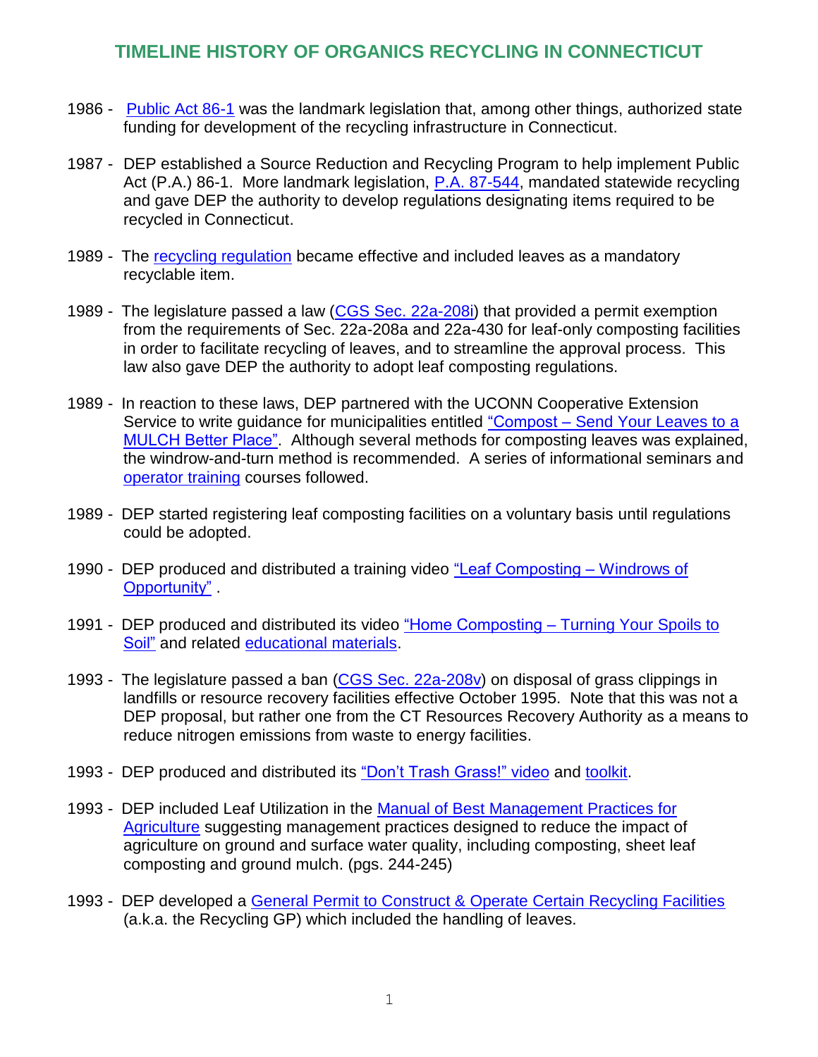# TIMELINE HISTORY OF ORGANICS RECYCLING IN CONNECTICUT

- 1986 - Public Act 86-1 was the landmark legislation that, among other things, authorized state funding for development of the recycling infrastructure in Connecticut.

- 1987 - DEP established a Source Reduction and Recycling Program to help implement Public Act (P.A.) 86-1. More landmark legislation, P.A. 87-544, mandated statewide recycling and gave DEP the authority to develop regulations designating items required to be recycled in Connecticut.

- 1989 - The recycling regulation became effective and included leaves as a mandatory recyclable item.

- 1989 - The legislature passed a law (CGS Sec. 22a-208i) that provided a permit exemption from the requirements of Sec. 22a-208a and 22a-430 for leaf-only composting facilities in order to facilitate recycling of leaves, and to streamline the approval process. This law also gave DEP the authority to adopt leaf composting regulations.

- 1989 - In reaction to these laws, DEP partnered with the UCONN Cooperative Extension Service to write guidance for municipalities entitled "Compost – Send Your Leaves to a MULCH Better Place". Although several methods for composting leaves was explained, the windrow-and-turn method is recommended. A series of informational seminars and operator training courses followed.

- 1989 - DEP started registering leaf composting facilities on a voluntary basis until regulations could be adopted.

- 1990 - DEP produced and distributed a training video "Leaf Composting – Windrows of Opportunity" .

- 1991 - DEP produced and distributed its video "Home Composting – Turning Your Spoils to Soil" and related educational materials.

- 1993 - The legislature passed a ban (CGS Sec. 22a-208v) on disposal of grass clippings in landfills or resource recovery facilities effective October 1995. Note that this was not a DEP proposal, but rather one from the CT Resources Recovery Authority as a means to reduce nitrogen emissions from waste to energy facilities.

- 1993 - DEP produced and distributed its "Don't Trash Grass!" video and toolkit.

- 1993 - DEP included Leaf Utilization in the Manual of Best Management Practices for Agriculture suggesting management practices designed to reduce the impact of agriculture on ground and surface water quality, including composting, sheet leaf composting and ground mulch. (pgs. 244-245)

- 1993 - DEP developed a General Permit to Construct & Operate Certain Recycling Facilities (a.k.a. the Recycling GP) which included the handling of leaves.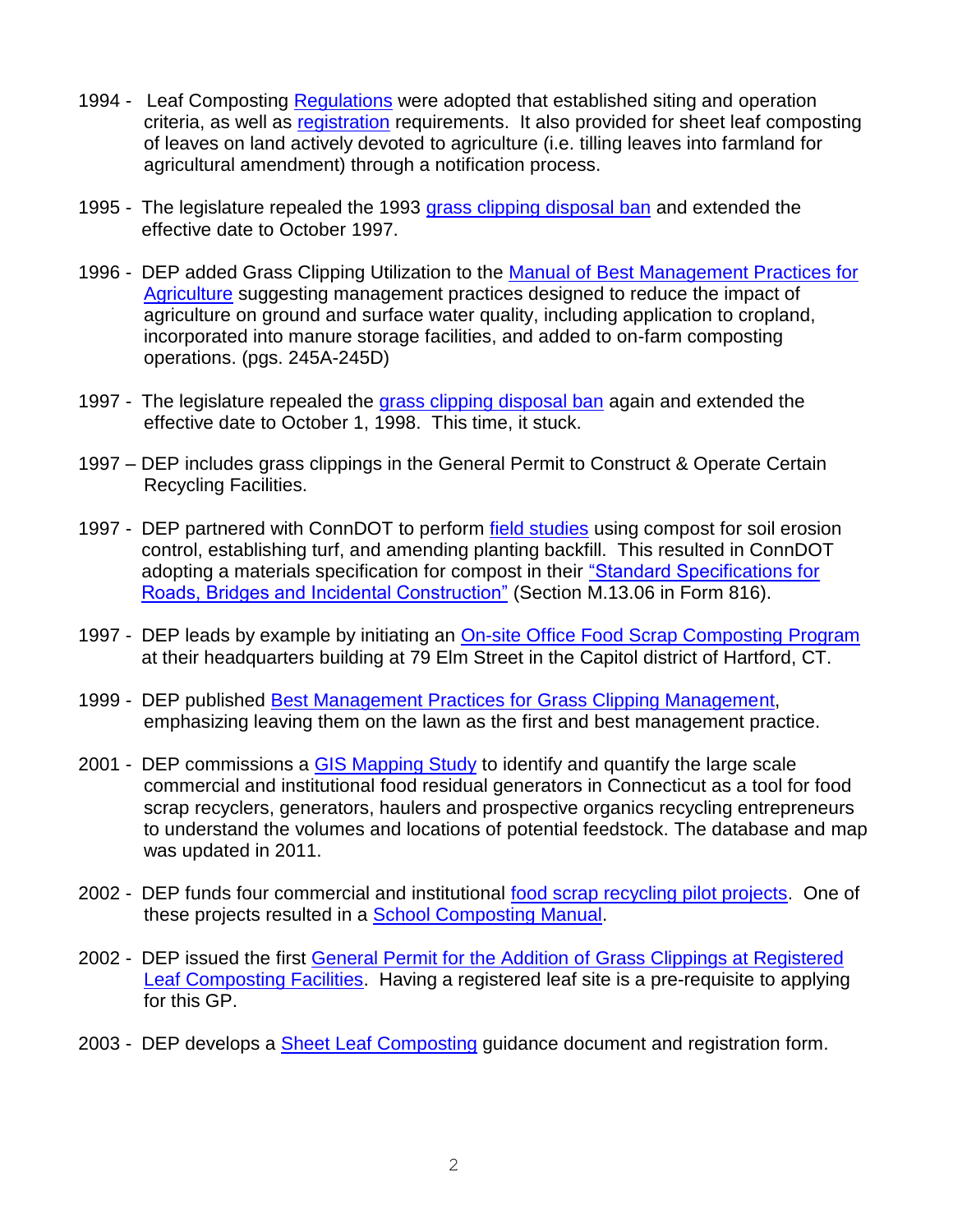1994 - Leaf Composting Regulations were adopted that established siting and operation criteria, as well as registration requirements. It also provided for sheet leaf composting of leaves on land actively devoted to agriculture (i.e. tilling leaves into farmland for agricultural amendment) through a notification process.

1995 - The legislature repealed the 1993 grass clipping disposal ban and extended the effective date to October 1997.

1996 - DEP added Grass Clipping Utilization to the Manual of Best Management Practices for Agriculture suggesting management practices designed to reduce the impact of agriculture on ground and surface water quality, including application to cropland, incorporated into manure storage facilities, and added to on-farm composting operations. (pgs. 245A-245D)

1997 - The legislature repealed the grass clipping disposal ban again and extended the effective date to October 1, 1998. This time, it stuck.

1997 – DEP includes grass clippings in the General Permit to Construct & Operate Certain Recycling Facilities.

1997 - DEP partnered with ConnDOT to perform field studies using compost for soil erosion control, establishing turf, and amending planting backfill. This resulted in ConnDOT adopting a materials specification for compost in their "Standard Specifications for Roads, Bridges and Incidental Construction" (Section M.13.06 in Form 816).

1997 - DEP leads by example by initiating an On-site Office Food Scrap Composting Program at their headquarters building at 79 Elm Street in the Capitol district of Hartford, CT.

1999 - DEP published Best Management Practices for Grass Clipping Management, emphasizing leaving them on the lawn as the first and best management practice.

2001 - DEP commissions a GIS Mapping Study to identify and quantify the large scale commercial and institutional food residual generators in Connecticut as a tool for food scrap recyclers, generators, haulers and prospective organics recycling entrepreneurs to understand the volumes and locations of potential feedstock. The database and map was updated in 2011.

2002 - DEP funds four commercial and institutional food scrap recycling pilot projects. One of these projects resulted in a School Composting Manual.

2002 - DEP issued the first General Permit for the Addition of Grass Clippings at Registered Leaf Composting Facilities. Having a registered leaf site is a pre-requisite to applying for this GP.

2003 - DEP develops a Sheet Leaf Composting guidance document and registration form.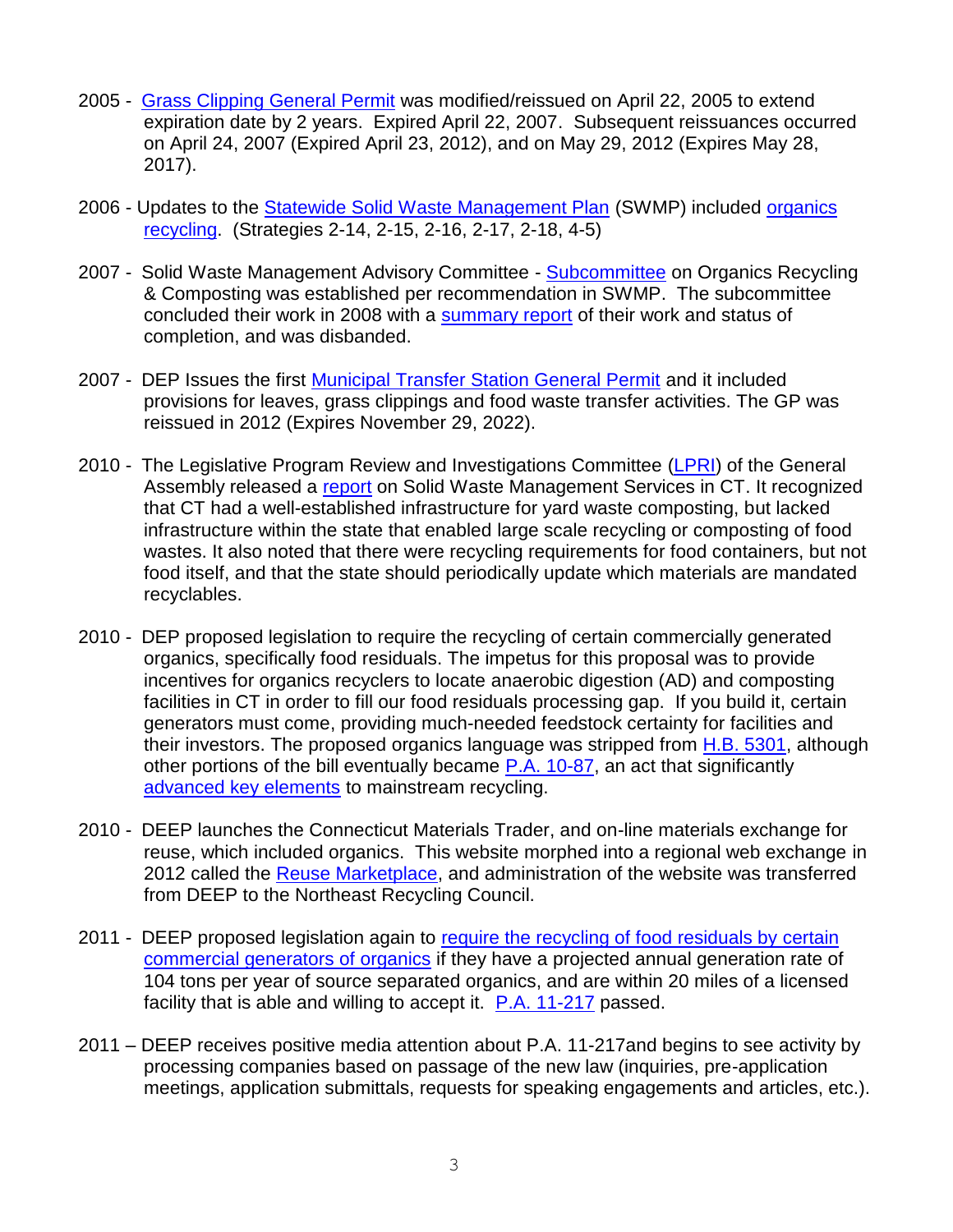2005 - Grass Clipping General Permit was modified/reissued on April 22, 2005 to extend expiration date by 2 years. Expired April 22, 2007. Subsequent reissuances occurred on April 24, 2007 (Expired April 23, 2012), and on May 29, 2012 (Expires May 28, 2017).

2006 - Updates to the Statewide Solid Waste Management Plan (SWMP) included organics recycling. (Strategies 2-14, 2-15, 2-16, 2-17, 2-18, 4-5)

2007 - Solid Waste Management Advisory Committee - Subcommittee on Organics Recycling & Composting was established per recommendation in SWMP. The subcommittee concluded their work in 2008 with a summary report of their work and status of completion, and was disbanded.

2007 - DEP Issues the first Municipal Transfer Station General Permit and it included provisions for leaves, grass clippings and food waste transfer activities. The GP was reissued in 2012 (Expires November 29, 2022).

2010 - The Legislative Program Review and Investigations Committee (LPRI) of the General Assembly released a report on Solid Waste Management Services in CT. It recognized that CT had a well-established infrastructure for yard waste composting, but lacked infrastructure within the state that enabled large scale recycling or composting of food wastes. It also noted that there were recycling requirements for food containers, but not food itself, and that the state should periodically update which materials are mandated recyclables.

2010 - DEP proposed legislation to require the recycling of certain commercially generated organics, specifically food residuals. The impetus for this proposal was to provide incentives for organics recyclers to locate anaerobic digestion (AD) and composting facilities in CT in order to fill our food residuals processing gap. If you build it, certain generators must come, providing much-needed feedstock certainty for facilities and their investors. The proposed organics language was stripped from H.B. 5301, although other portions of the bill eventually became P.A. 10-87, an act that significantly advanced key elements to mainstream recycling.

2010 - DEEP launches the Connecticut Materials Trader, and on-line materials exchange for reuse, which included organics. This website morphed into a regional web exchange in 2012 called the Reuse Marketplace, and administration of the website was transferred from DEEP to the Northeast Recycling Council.

2011 - DEEP proposed legislation again to require the recycling of food residuals by certain commercial generators of organics if they have a projected annual generation rate of 104 tons per year of source separated organics, and are within 20 miles of a licensed facility that is able and willing to accept it. P.A. 11-217 passed.

2011 – DEEP receives positive media attention about P.A. 11-217and begins to see activity by processing companies based on passage of the new law (inquiries, pre-application meetings, application submittals, requests for speaking engagements and articles, etc.).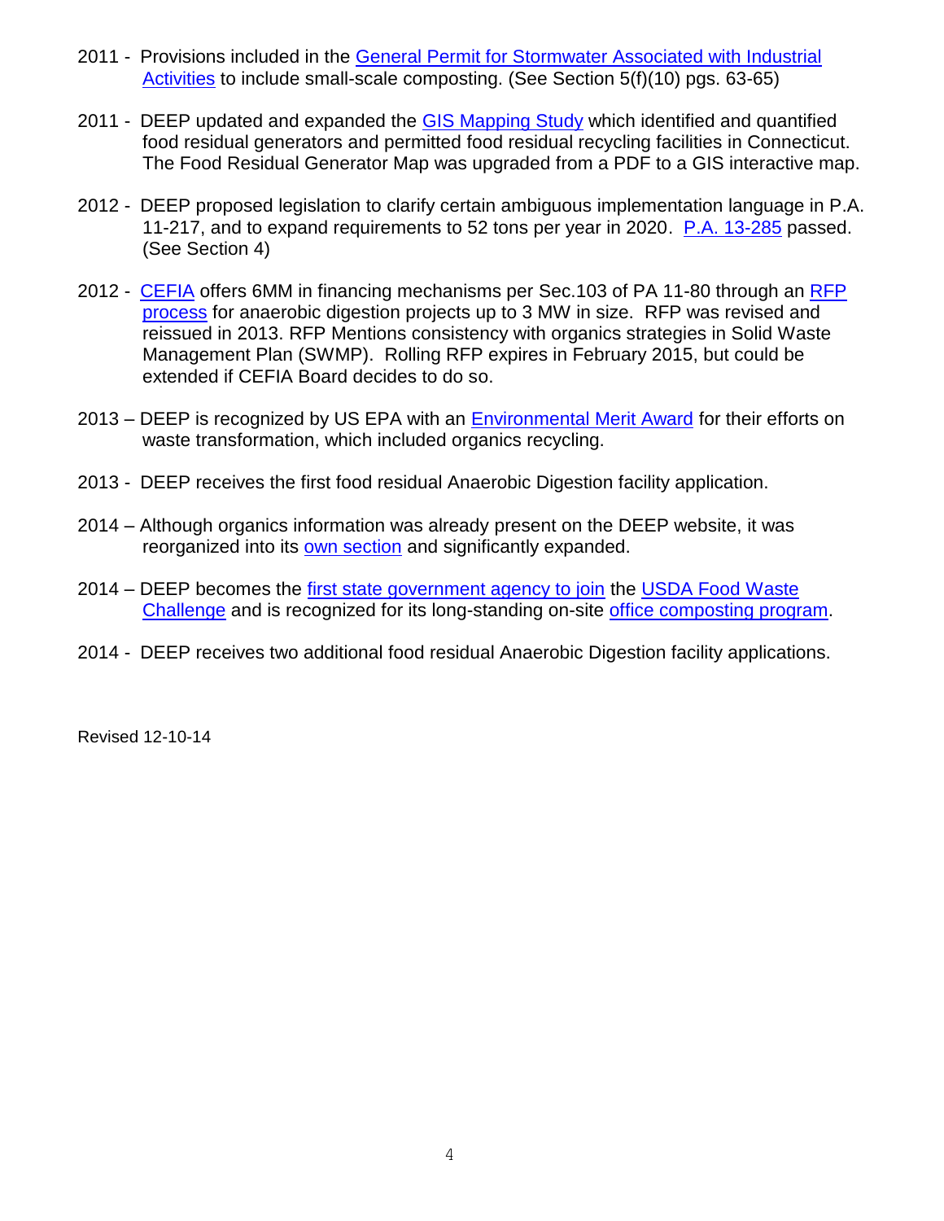- 2011 - Provisions included in the General Permit for Stormwater Associated with Industrial Activities to include small-scale composting. (See Section 5(f)(10) pgs. 63-65)

- 2011 - DEEP updated and expanded the GIS Mapping Study which identified and quantified food residual generators and permitted food residual recycling facilities in Connecticut. The Food Residual Generator Map was upgraded from a PDF to a GIS interactive map.

- 2012 - DEEP proposed legislation to clarify certain ambiguous implementation language in P.A. 11-217, and to expand requirements to 52 tons per year in 2020. P.A. 13-285 passed. (See Section 4)

- 2012 - CEFIA offers 6MM in financing mechanisms per Sec.103 of PA 11-80 through an RFP process for anaerobic digestion projects up to 3 MW in size. RFP was revised and reissued in 2013. RFP Mentions consistency with organics strategies in Solid Waste Management Plan (SWMP). Rolling RFP expires in February 2015, but could be extended if CEFIA Board decides to do so.

- 2013 – DEEP is recognized by US EPA with an Environmental Merit Award for their efforts on waste transformation, which included organics recycling.

- 2013 - DEEP receives the first food residual Anaerobic Digestion facility application.

- 2014 – Although organics information was already present on the DEEP website, it was reorganized into its own section and significantly expanded.

- 2014 – DEEP becomes the first state government agency to join the USDA Food Waste Challenge and is recognized for its long-standing on-site office composting program.

- 2014 - DEEP receives two additional food residual Anaerobic Digestion facility applications.

Revised 12-10-14